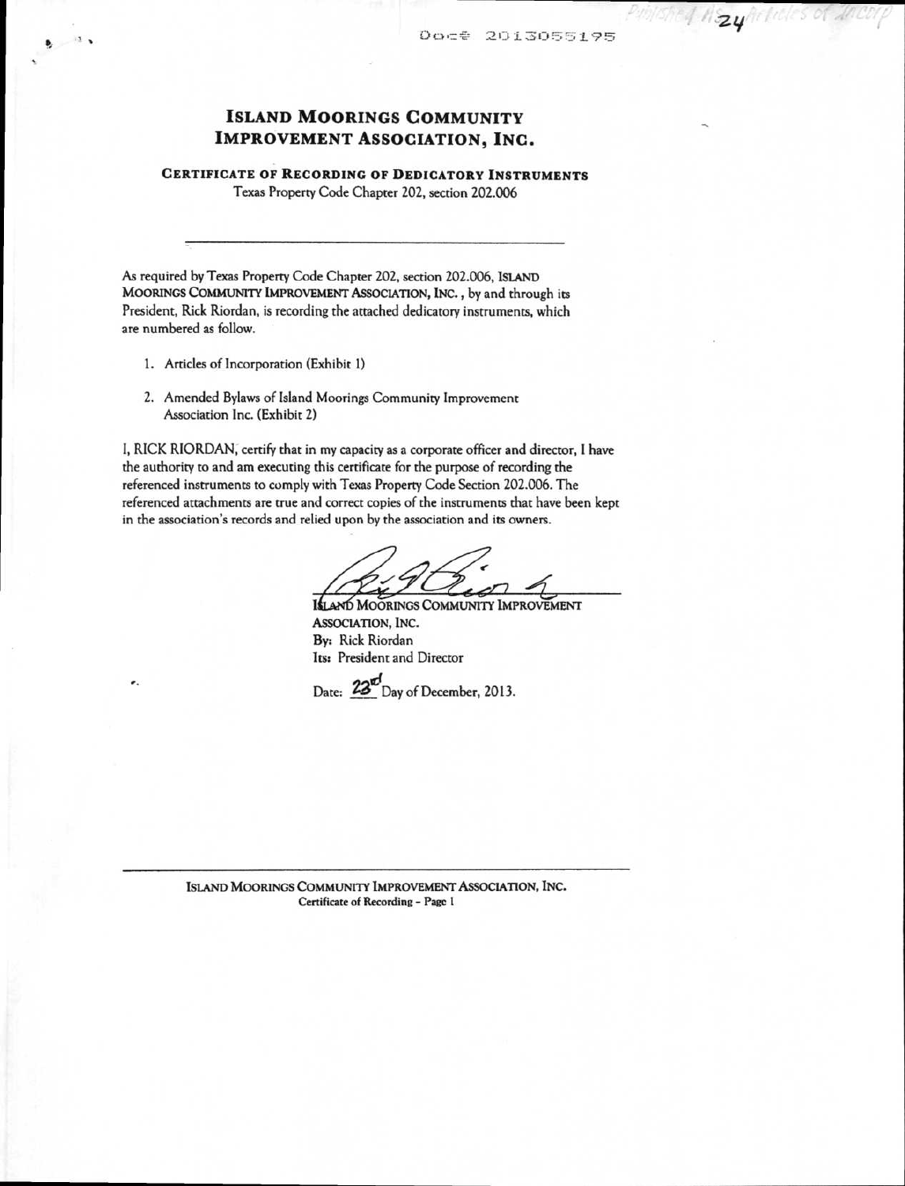Doc# 2013055195

# ISLAND MOORINGS COMMUNITY IMPROVEMENT ASSOCIATION, INC.

## CERTIFICATE OF RECORDING OF DEDICATORY INSTRUMENTS

Texas Property Code Chapter 202, section 202.006

---

As required by Texas Property Code Chapter 202, section 202.006, ISLAND MOORINGS COMMUNITY IMPROVEMENT ASSOCIATION, INC., by and through its President, Rick Riordan, is recording the attached dedicatory instruments, which are numbered as follow.

1. Articles of Incorporation (Exhibit 1)
2. Amended Bylaws of Island Moorings Community Improvement Association Inc. (Exhibit 2)

I, RICK RIORDAN, certify that in my capacity as a corporate officer and director, I have the authority to and am executing this certificate for the purpose of recording the referenced instruments to comply with Texas Property Code Section 202.006. The referenced attachments are true and correct copies of the instruments that have been kept in the association's records and relied upon by the association and its owners.

ISLAND MOORINGS COMMUNITY IMPROVEMENT ASSOCIATION, INC.
By: Rick Riordan
Its: President and Director

Date: 23rd Day of December, 2013.

---

ISLAND MOORINGS COMMUNITY IMPROVEMENT ASSOCIATION, INC.
Certificate of Recording - Page 1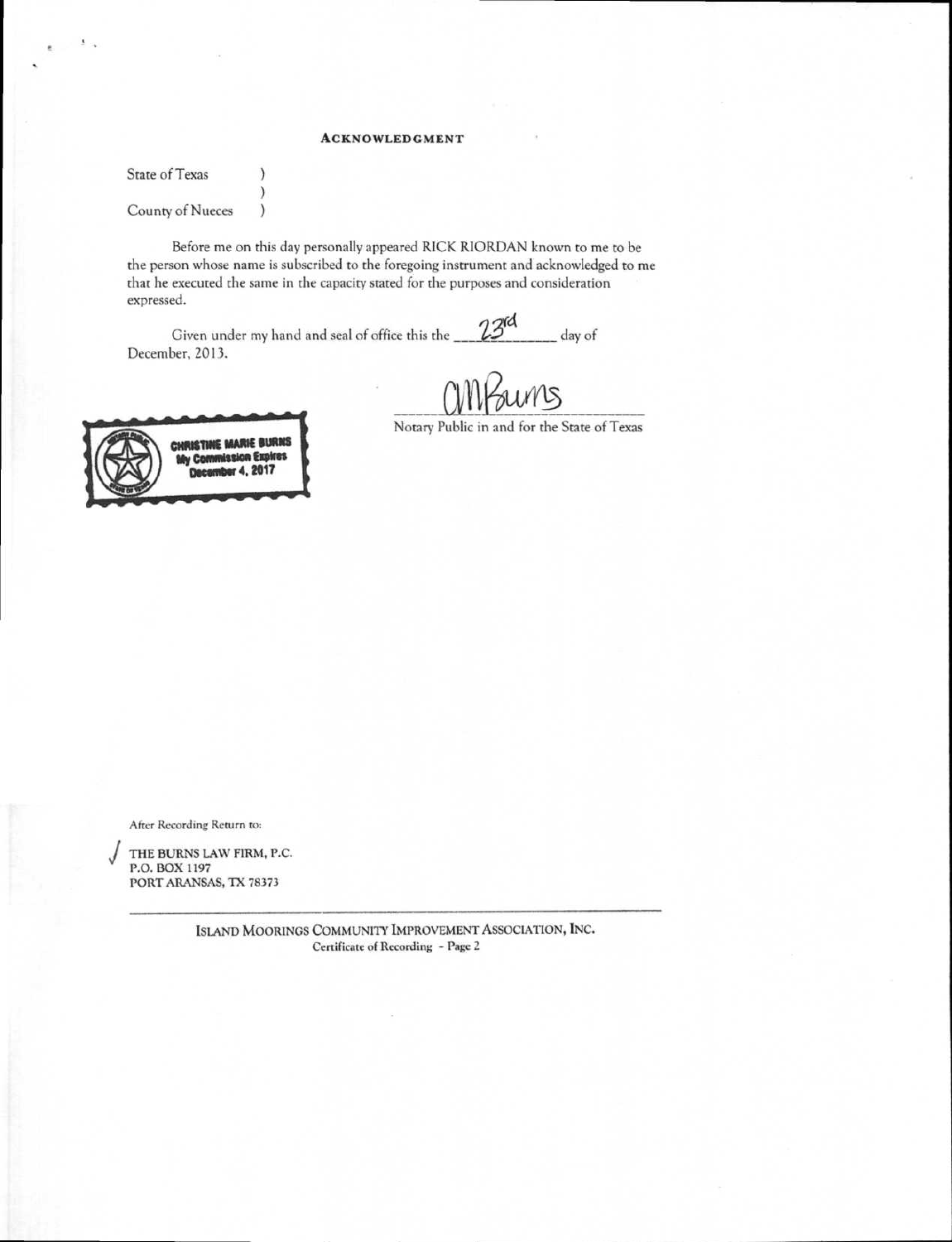# ACKNOWLEDGMENT

State of Texas )
)
County of Nueces )

Before me on this day personally appeared RICK RIORDAN known to me to be the person whose name is subscribed to the foregoing instrument and acknowledged to me that he executed the same in the capacity stated for the purposes and consideration expressed.

Given under my hand and seal of office this the 23rd day of December, 2013.

CHRISTINE MARIE BURNS
My Commission Expires
December 4, 2017

CMBurns

Notary Public in and for the State of Texas

After Recording Return to:

THE BURNS LAW FIRM, P.C.
P.O. BOX 1197
PORT ARANSAS, TX 78373

ISLAND MOORINGS COMMUNITY IMPROVEMENT ASSOCIATION, INC.
Certificate of Recording - Page 2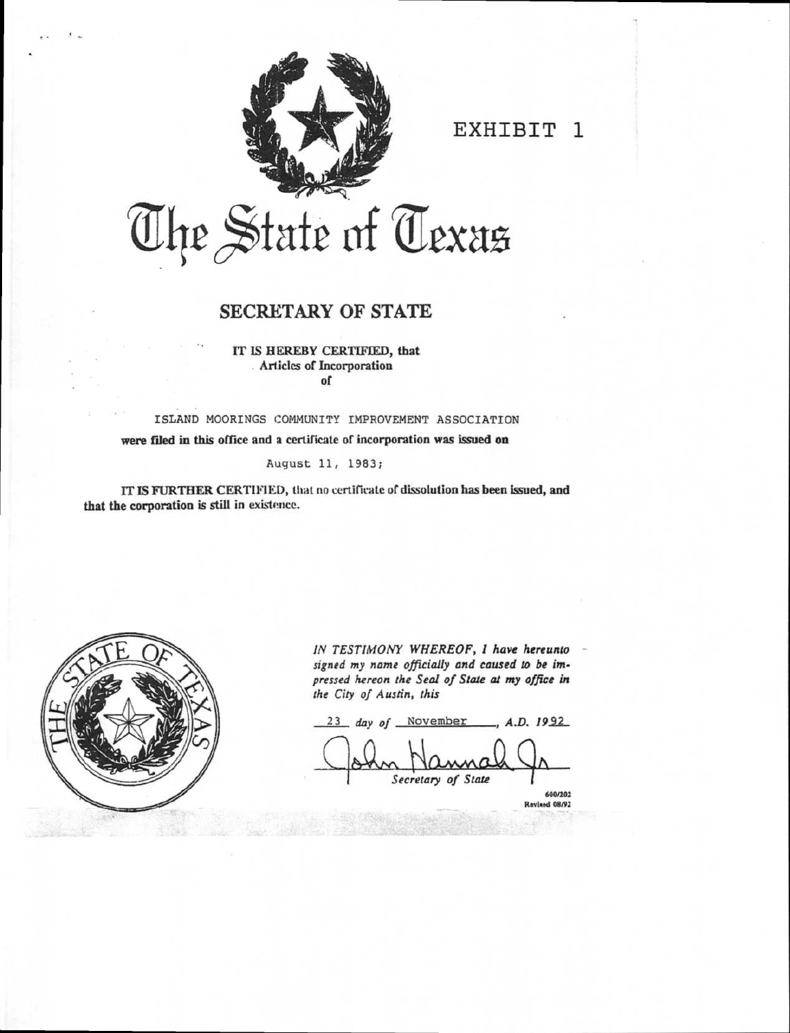EXHIBIT 1

# The State of Texas

## SECRETARY OF STATE

**IT IS HEREBY CERTIFIED, that**
**Articles of Incorporation**
**of**

ISLAND MOORINGS COMMUNITY IMPROVEMENT ASSOCIATION

**were filed in this office and a certificate of incorporation was issued on**

August 11, 1983;

**IT IS FURTHER CERTIFIED, that no certificate of dissolution has been issued, and that the corporation is still in existence.**

*IN TESTIMONY WHEREOF, I have hereunto signed my name officially and caused to be impressed hereon the Seal of State at my office in the City of Austin, this*

23 *day of* November, *A.D. 19*92

John Hannah Jr

*Secretary of State*

600/202
Revised 08/92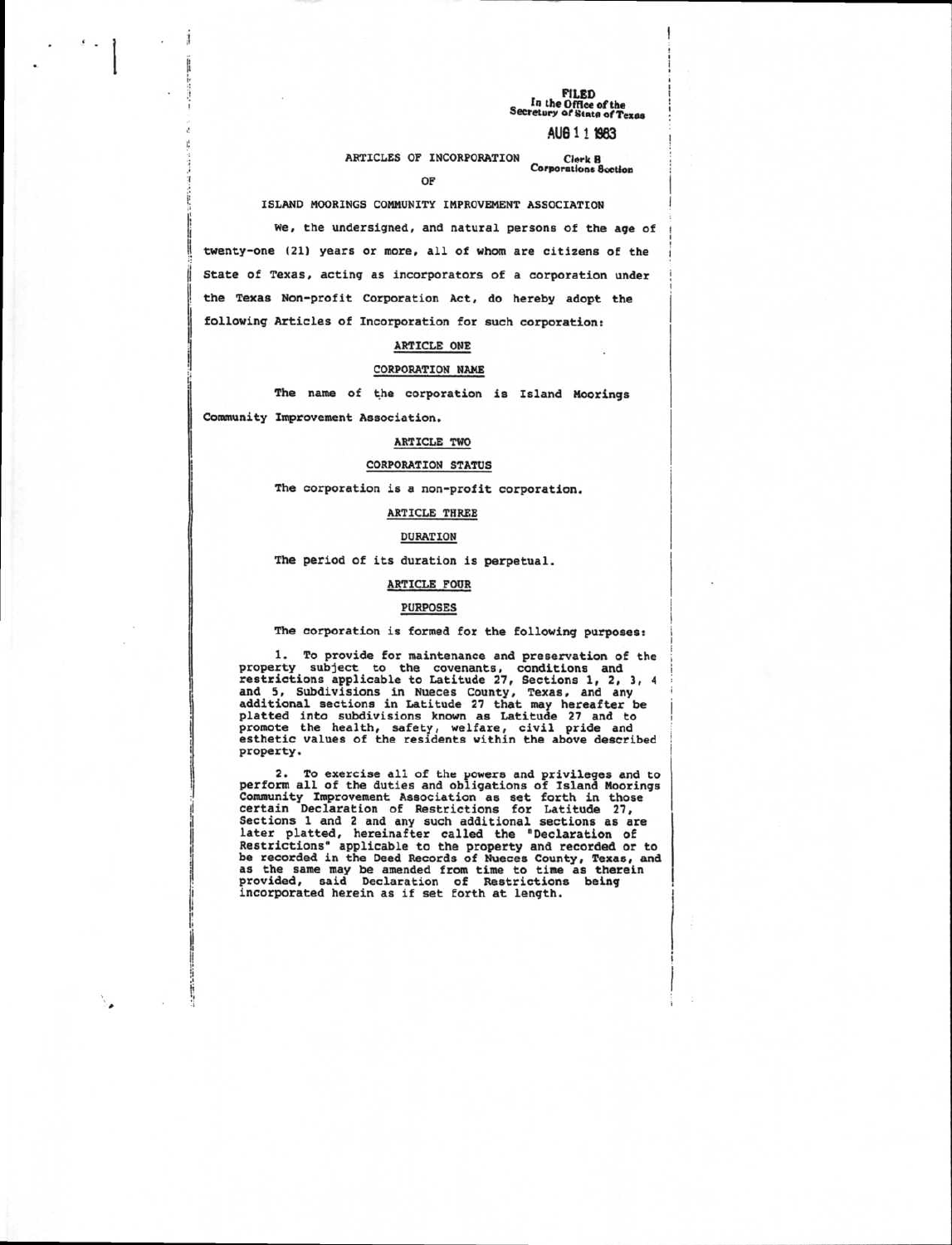FILED
In the Office of the
Secretary of State of Texas

AUG 1 1 1983

Clerk B
Corporations Section

# ARTICLES OF INCORPORATION

# OF

# ISLAND MOORINGS COMMUNITY IMPROVEMENT ASSOCIATION

We, the undersigned, and natural persons of the age of twenty-one (21) years or more, all of whom are citizens of the State of Texas, acting as incorporators of a corporation under the Texas Non-profit Corporation Act, do hereby adopt the following Articles of Incorporation for such corporation:

## ARTICLE ONE

## CORPORATION NAME

The name of the corporation is Island Moorings Community Improvement Association.

## ARTICLE TWO

## CORPORATION STATUS

The corporation is a non-profit corporation.

## ARTICLE THREE

## DURATION

The period of its duration is perpetual.

## ARTICLE FOUR

## PURPOSES

The corporation is formed for the following purposes:

1. To provide for maintenance and preservation of the property subject to the covenants, conditions and restrictions applicable to Latitude 27, Sections 1, 2, 3, 4 and 5, Subdivisions in Nueces County, Texas, and any additional sections in Latitude 27 that may hereafter be platted into subdivisions known as Latitude 27 and to promote the health, safety, welfare, civil pride and esthetic values of the residents within the above described property.

2. To exercise all of the powers and privileges and to perform all of the duties and obligations of Island Moorings Community Improvement Association as set forth in those certain Declaration of Restrictions for Latitude 27, Sections 1 and 2 and any such additional sections as are later platted, hereinafter called the "Declaration of Restrictions" applicable to the property and recorded or to be recorded in the Deed Records of Nueces County, Texas, and as the same may be amended from time to time as therein provided, said Declaration of Restrictions being incorporated herein as if set forth at length.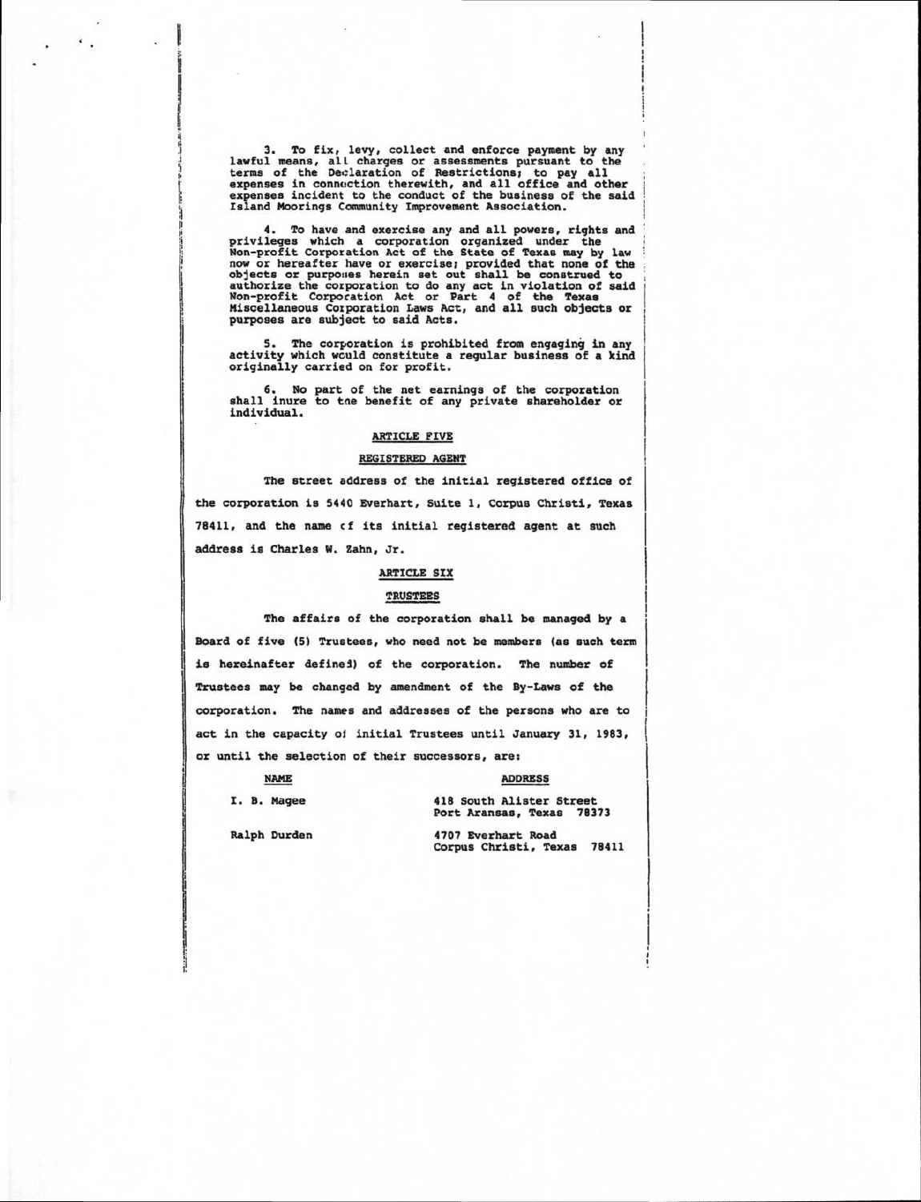3. To fix, levy, collect and enforce payment by any lawful means, all charges or assessments pursuant to the terms of the Declaration of Restrictions; to pay all expenses in connection therewith, and all office and other expenses incident to the conduct of the business of the said Island Moorings Community Improvement Association.

4. To have and exercise any and all powers, rights and privileges which a corporation organized under the Non-profit Corporation Act of the State of Texas may by law now or hereafter have or exercise; provided that none of the objects or purposes herein set out shall be construed to authorize the corporation to do any act in violation of said Non-profit Corporation Act or Part 4 of the Texas Miscellaneous Corporation Laws Act, and all such objects or purposes are subject to said Acts.

5. The corporation is prohibited from engaging in any activity which would constitute a regular business of a kind originally carried on for profit.

6. No part of the net earnings of the corporation shall inure to the benefit of any private shareholder or individual.

## ARTICLE FIVE

### REGISTERED AGENT

The street address of the initial registered office of the corporation is 5440 Everhart, Suite 1, Corpus Christi, Texas 78411, and the name of its initial registered agent at such address is Charles W. Zahn, Jr.

## ARTICLE SIX

### TRUSTEES

The affairs of the corporation shall be managed by a Board of five (5) Trustees, who need not be members (as such term is hereinafter defined) of the corporation. The number of Trustees may be changed by amendment of the By-Laws of the corporation. The names and addresses of the persons who are to act in the capacity of initial Trustees until January 31, 1983, or until the selection of their successors, are:

| NAME | ADDRESS |
|---|---|
| I. B. Magee | 418 South Alister Street<br>Port Aransas, Texas 78373 |
| Ralph Durden | 4707 Everhart Road<br>Corpus Christi, Texas 78411 |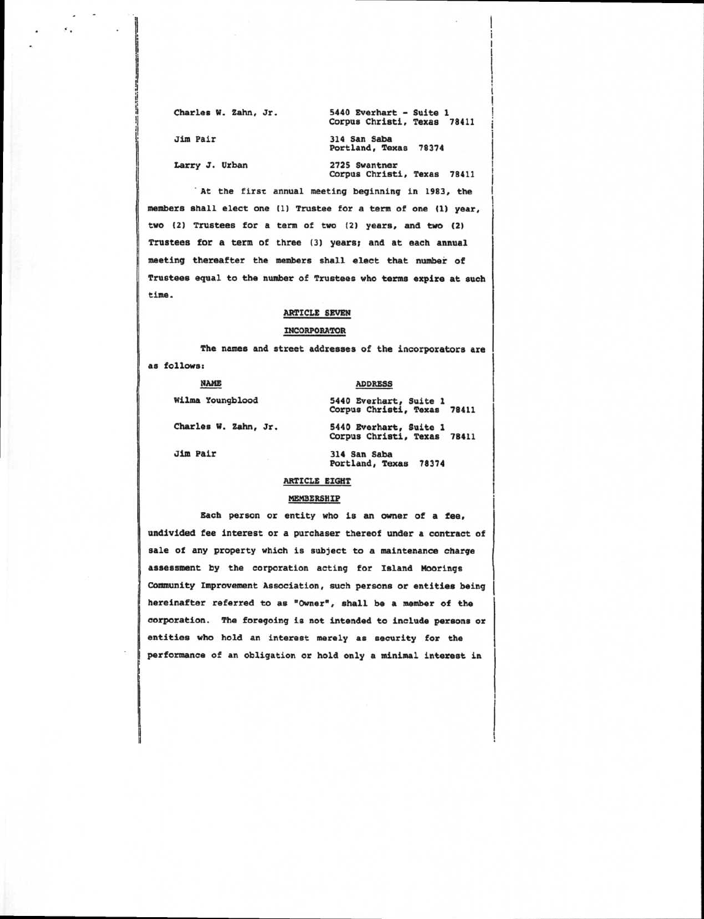| | |
|---|---|
| Charles W. Zahn, Jr. | 5440 Everhart - Suite 1<br>Corpus Christi, Texas 78411 |
| Jim Pair | 314 San Saba<br>Portland, Texas 78374 |
| Larry J. Urban | 2725 Swantner<br>Corpus Christi, Texas 78411 |

At the first annual meeting beginning in 1983, the members shall elect one (1) Trustee for a term of one (1) year, two (2) Trustees for a term of two (2) years, and two (2) Trustees for a term of three (3) years; and at each annual meeting thereafter the members shall elect that number of Trustees equal to the number of Trustees who terms expire at such time.

## ARTICLE SEVEN

## INCORPORATOR

The names and street addresses of the incorporators are as follows:

| NAME | ADDRESS |
|---|---|
| Wilma Youngblood | 5440 Everhart, Suite 1<br>Corpus Christi, Texas 78411 |
| Charles W. Zahn, Jr. | 5440 Everhart, Suite 1<br>Corpus Christi, Texas 78411 |
| Jim Pair | 314 San Saba<br>Portland, Texas 78374 |

## ARTICLE EIGHT

## MEMBERSHIP

Each person or entity who is an owner of a fee, undivided fee interest or a purchaser thereof under a contract of sale of any property which is subject to a maintenance charge assessment by the corporation acting for Island Moorings Community Improvement Association, such persons or entities being hereinafter referred to as "Owner", shall be a member of the corporation. The foregoing is not intended to include persons or entities who hold an interest merely as security for the performance of an obligation or hold only a minimal interest in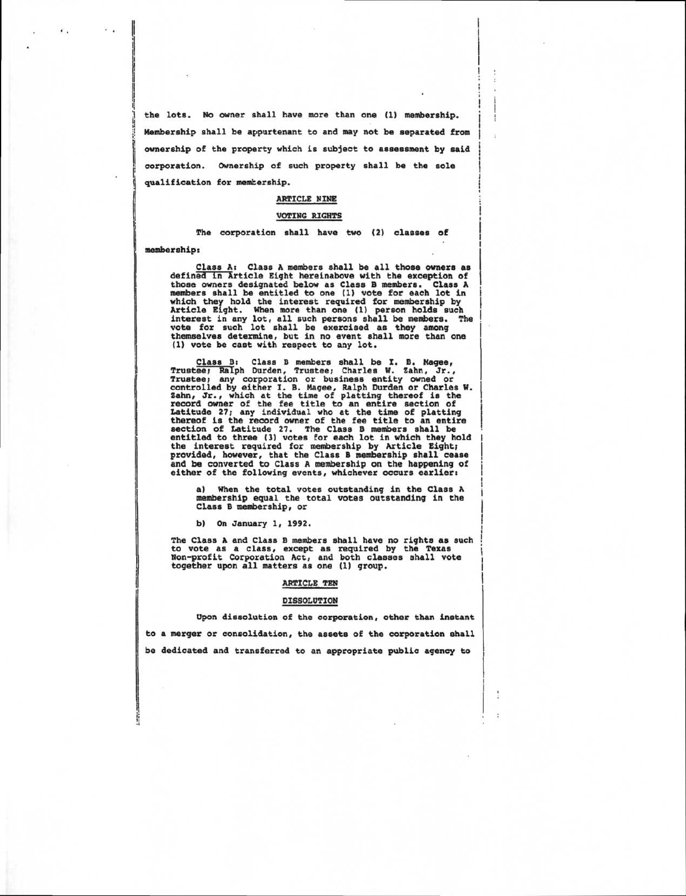the lots. No owner shall have more than one (1) membership. Membership shall be appurtenant to and may not be separated from ownership of the property which is subject to assessment by said corporation. Ownership of such property shall be the sole qualification for membership.

## ARTICLE NINE

## VOTING RIGHTS

The corporation shall have two (2) classes of membership:

Class A: Class A members shall be all those owners as defined in Article Eight hereinabove with the exception of those owners designated below as Class B members. Class A members shall be entitled to one (1) vote for each lot in which they hold the interest required for membership by Article Eight. When more than one (1) person holds such interest in any lot, all such persons shall be members. The vote for such lot shall be exercised as they among themselves determine, but in no event shall more than one (1) vote be cast with respect to any lot.

Class B: Class B members shall be I. B. Magee, Trustee; Ralph Durden, Trustee; Charles W. Zahn, Jr., Trustee; any corporation or business entity owned or controlled by either I. B. Magee, Ralph Durden or Charles W. Zahn, Jr., which at the time of platting thereof is the record owner of the fee title to an entire section of Latitude 27; any individual who at the time of platting thereof is the record owner of the fee title to an entire section of Latitude 27. The Class B members shall be entitled to three (3) votes for each lot in which they hold the interest required for membership by Article Eight; provided, however, that the Class B membership shall cease and be converted to Class A membership on the happening of either of the following events, whichever occurs earlier:

a) When the total votes outstanding in the Class A membership equal the total votes outstanding in the Class B membership, or

b) On January 1, 1992.

The Class A and Class B members shall have no rights as such to vote as a class, except as required by the Texas Non-profit Corporation Act, and both classes shall vote together upon all matters as one (1) group.

## ARTICLE TEN

## DISSOLUTION

Upon dissolution of the corporation, other than instant to a merger or consolidation, the assets of the corporation shall be dedicated and transferred to an appropriate public agency to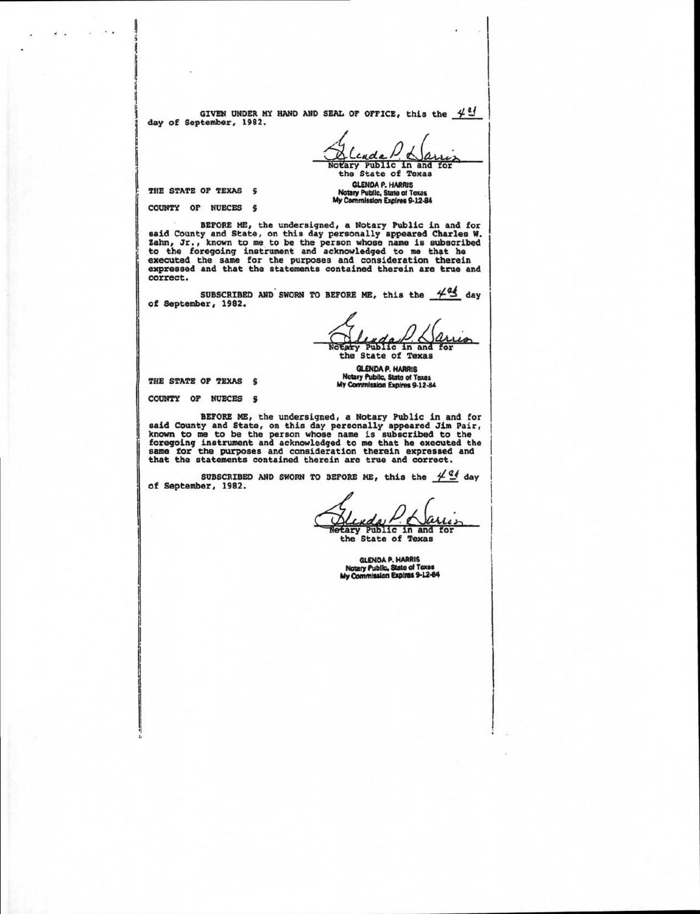GIVEN UNDER MY HAND AND SEAL OF OFFICE, this the 4th day of September, 1982.

Glenda P. Harris
Notary Public in and for the State of Texas

GLENDA P. HARRIS
Notary Public, State of Texas
My Commission Expires 9-12-84

THE STATE OF TEXAS §

COUNTY OF NUECES §

BEFORE ME, the undersigned, a Notary Public in and for said County and State, on this day personally appeared Charles W. Zahn, Jr., known to me to be the person whose name is subscribed to the foregoing instrument and acknowledged to me that he executed the same for the purposes and consideration therein expressed and that the statements contained therein are true and correct.

SUBSCRIBED AND SWORN TO BEFORE ME, this the 4th day of September, 1982.

Glenda P. Harris
Notary Public in and for the State of Texas

GLENDA P. HARRIS
Notary Public, State of Texas
My Commission Expires 9-12-84

THE STATE OF TEXAS §

COUNTY OF NUECES §

BEFORE ME, the undersigned, a Notary Public in and for said County and State, on this day personally appeared Jim Pair, known to me to be the person whose name is subscribed to the foregoing instrument and acknowledged to me that he executed the same for the purposes and consideration therein expressed and that the statements contained therein are true and correct.

SUBSCRIBED AND SWORN TO BEFORE ME, this the 4th day of September, 1982.

Glenda P. Harris
Notary Public in and for the State of Texas

GLENDA P. HARRIS
Notary Public, State of Texas
My Commission Expires 9-12-84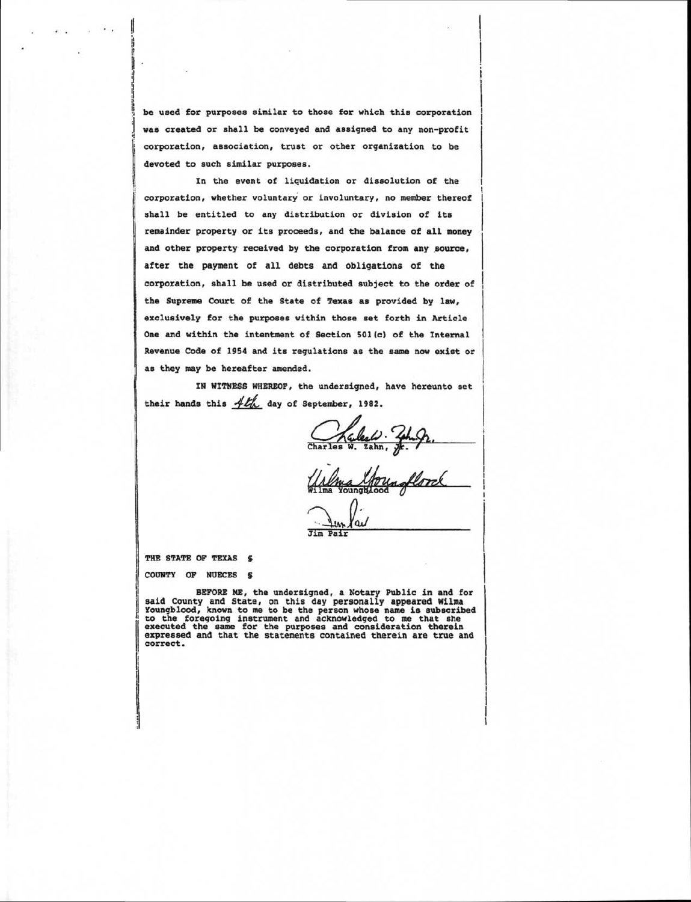be used for purposes similar to those for which this corporation was created or shall be conveyed and assigned to any non-profit corporation, association, trust or other organization to be devoted to such similar purposes.

In the event of liquidation or dissolution of the corporation, whether voluntary or involuntary, no member thereof shall be entitled to any distribution or division of its remainder property or its proceeds, and the balance of all money and other property received by the corporation from any source, after the payment of all debts and obligations of the corporation, shall be used or distributed subject to the order of the Supreme Court of the State of Texas as provided by law, exclusively for the purposes within those set forth in Article One and within the intentment of Section 501(c) of the Internal Revenue Code of 1954 and its regulations as the same now exist or as they may be hereafter amended.

IN WITNESS WHEREOF, the undersigned, have hereunto set their hands this 4th day of September, 1982.

Charles W. Zahn, Jr.

Wilma Youngblood

Jim Pair

THE STATE OF TEXAS §

COUNTY OF NUECES §

BEFORE ME, the undersigned, a Notary Public in and for said County and State, on this day personally appeared Wilma Youngblood, known to me to be the person whose name is subscribed to the foregoing instrument and acknowledged to me that she executed the same for the purposes and consideration therein expressed and that the statements contained therein are true and correct.